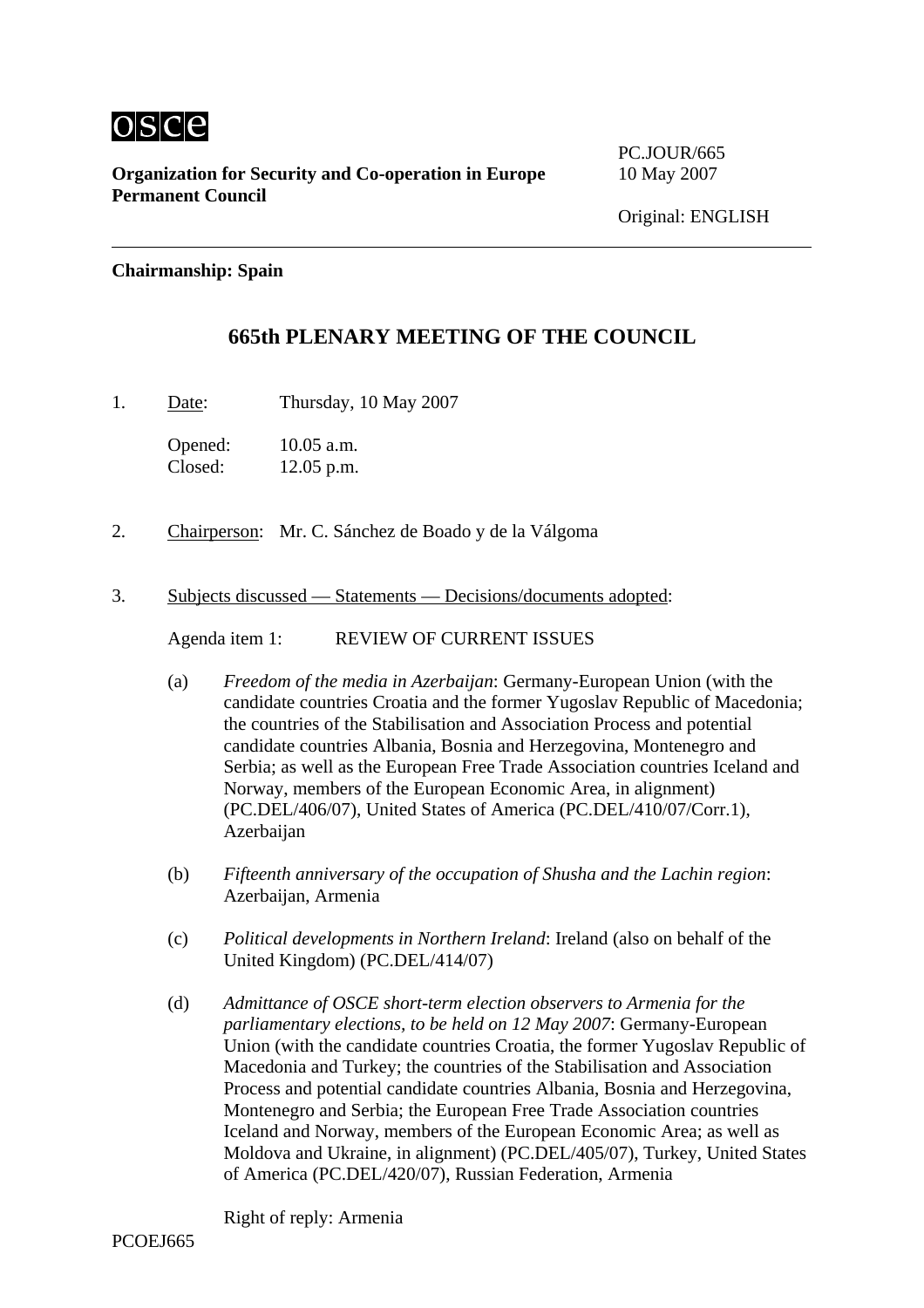**Organization for Security and Co-operation in Europe**
**Permanent Council**

PC.JOUR/665
10 May 2007

Original: ENGLISH

---

**Chairmanship: Spain**

## 665th PLENARY MEETING OF THE COUNCIL

1. Date: Thursday, 10 May 2007

   Opened: 10.05 a.m.
   Closed: 12.05 p.m.

2. Chairperson: Mr. C. Sánchez de Boado y de la Válgoma

3. Subjects discussed — Statements — Decisions/documents adopted:

   Agenda item 1: REVIEW OF CURRENT ISSUES

   (a) *Freedom of the media in Azerbaijan*: Germany-European Union (with the candidate countries Croatia and the former Yugoslav Republic of Macedonia; the countries of the Stabilisation and Association Process and potential candidate countries Albania, Bosnia and Herzegovina, Montenegro and Serbia; as well as the European Free Trade Association countries Iceland and Norway, members of the European Economic Area, in alignment) (PC.DEL/406/07), United States of America (PC.DEL/410/07/Corr.1), Azerbaijan

   (b) *Fifteenth anniversary of the occupation of Shusha and the Lachin region*: Azerbaijan, Armenia

   (c) *Political developments in Northern Ireland*: Ireland (also on behalf of the United Kingdom) (PC.DEL/414/07)

   (d) *Admittance of OSCE short-term election observers to Armenia for the parliamentary elections, to be held on 12 May 2007*: Germany-European Union (with the candidate countries Croatia, the former Yugoslav Republic of Macedonia and Turkey; the countries of the Stabilisation and Association Process and potential candidate countries Albania, Bosnia and Herzegovina, Montenegro and Serbia; the European Free Trade Association countries Iceland and Norway, members of the European Economic Area; as well as Moldova and Ukraine, in alignment) (PC.DEL/405/07), Turkey, United States of America (PC.DEL/420/07), Russian Federation, Armenia

   Right of reply: Armenia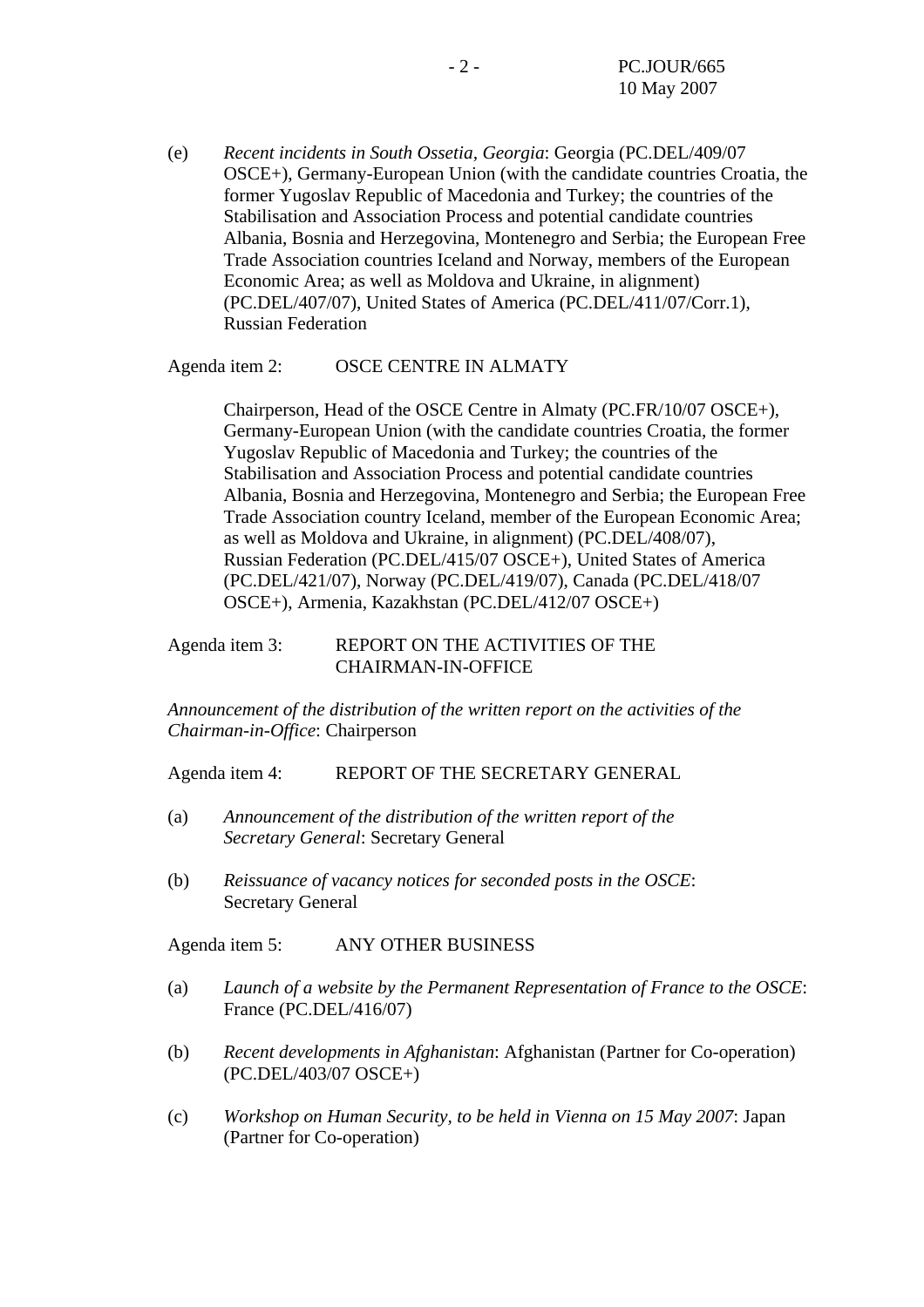(e) *Recent incidents in South Ossetia, Georgia*: Georgia (PC.DEL/409/07 OSCE+), Germany-European Union (with the candidate countries Croatia, the former Yugoslav Republic of Macedonia and Turkey; the countries of the Stabilisation and Association Process and potential candidate countries Albania, Bosnia and Herzegovina, Montenegro and Serbia; the European Free Trade Association countries Iceland and Norway, members of the European Economic Area; as well as Moldova and Ukraine, in alignment) (PC.DEL/407/07), United States of America (PC.DEL/411/07/Corr.1), Russian Federation

Agenda item 2: OSCE CENTRE IN ALMATY

Chairperson, Head of the OSCE Centre in Almaty (PC.FR/10/07 OSCE+), Germany-European Union (with the candidate countries Croatia, the former Yugoslav Republic of Macedonia and Turkey; the countries of the Stabilisation and Association Process and potential candidate countries Albania, Bosnia and Herzegovina, Montenegro and Serbia; the European Free Trade Association country Iceland, member of the European Economic Area; as well as Moldova and Ukraine, in alignment) (PC.DEL/408/07), Russian Federation (PC.DEL/415/07 OSCE+), United States of America (PC.DEL/421/07), Norway (PC.DEL/419/07), Canada (PC.DEL/418/07 OSCE+), Armenia, Kazakhstan (PC.DEL/412/07 OSCE+)

Agenda item 3: REPORT ON THE ACTIVITIES OF THE CHAIRMAN-IN-OFFICE

*Announcement of the distribution of the written report on the activities of the Chairman-in-Office*: Chairperson

Agenda item 4: REPORT OF THE SECRETARY GENERAL

(a) *Announcement of the distribution of the written report of the Secretary General*: Secretary General

(b) *Reissuance of vacancy notices for seconded posts in the OSCE*: Secretary General

Agenda item 5: ANY OTHER BUSINESS

(a) *Launch of a website by the Permanent Representation of France to the OSCE*: France (PC.DEL/416/07)

(b) *Recent developments in Afghanistan*: Afghanistan (Partner for Co-operation) (PC.DEL/403/07 OSCE+)

(c) *Workshop on Human Security, to be held in Vienna on 15 May 2007*: Japan (Partner for Co-operation)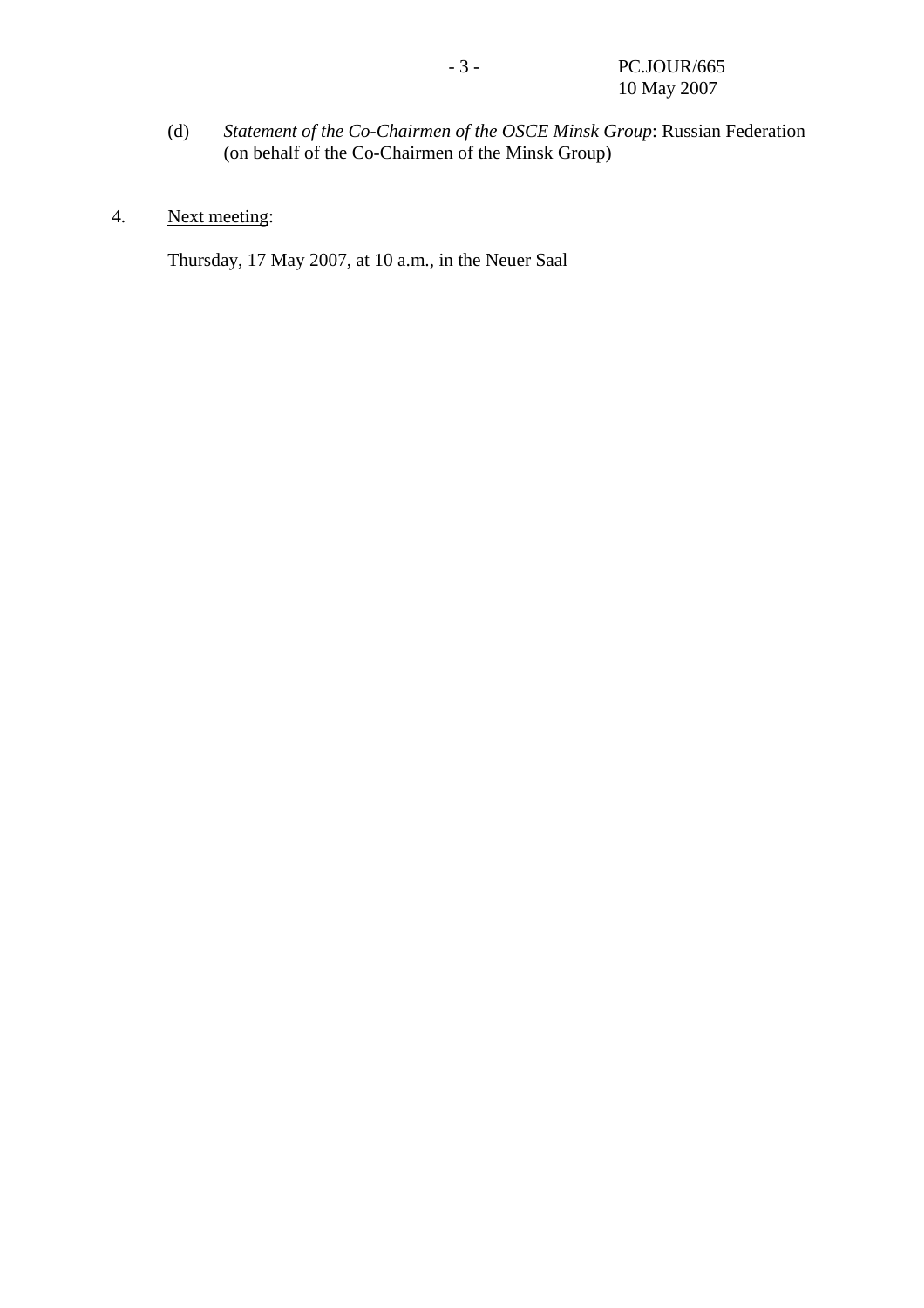(d) *Statement of the Co-Chairmen of the OSCE Minsk Group*: Russian Federation (on behalf of the Co-Chairmen of the Minsk Group)

4. Next meeting:

Thursday, 17 May 2007, at 10 a.m., in the Neuer Saal